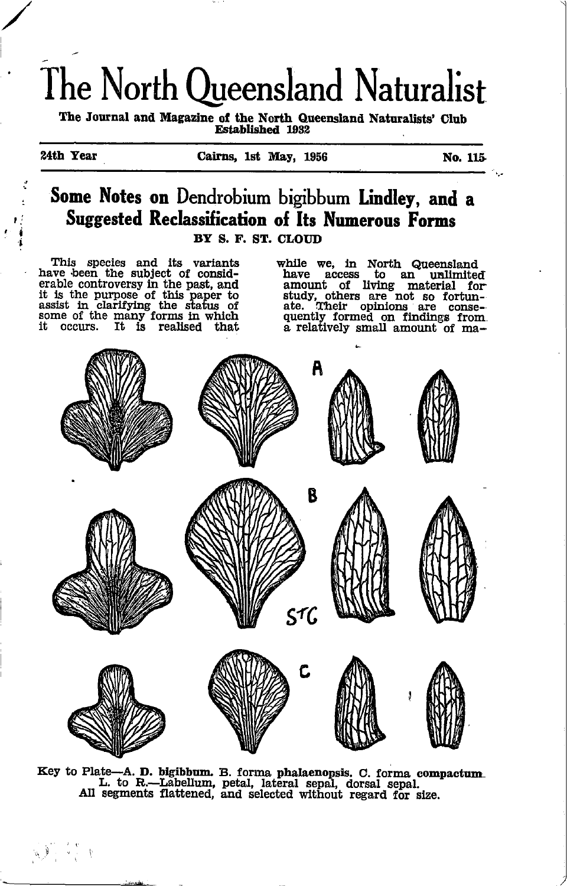# The North Queensland Naturalist

**The Journal and Magazine of the North Queensland Naturalists' Club**
**Established 1932**

**24th Year** — **Cairns, 1st May, 1956** — **No. 115**

## Some Notes on *Dendrobium bigibbum* Lindley, and a Suggested Reclassification of Its Numerous Forms

**BY S. F. ST. CLOUD**

This species and its variants have been the subject of considerable controversy in the past, and it is the purpose of this paper to assist in clarifying the status of some of the many forms in which it occurs. It is realised that while we, in North Queensland have access to an unlimited amount of living material for study, others are not so fortunate. Their opinions are consequently formed on findings from a relatively small amount of ma-

Key to Plate—A. **D. bigibbum.** B. forma **phalaenopsis.** C. forma **compactum.**
L. to R.—Labellum, petal, lateral sepal, dorsal sepal.
All segments flattened, and selected without regard for size.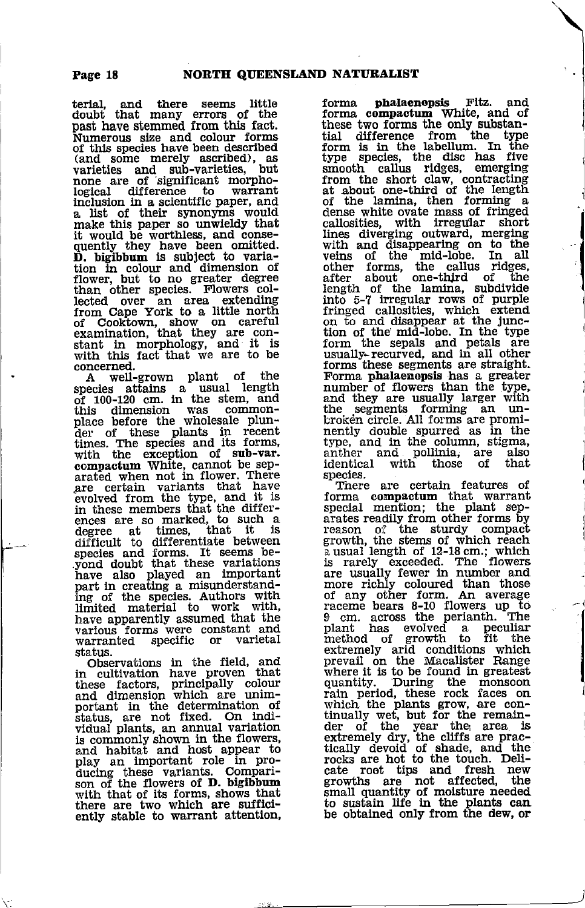terial, and there seems little doubt that many errors of the past have stemmed from this fact. Numerous size and colour forms of this species have been described (and some merely ascribed), as varieties and sub-varieties, but none are of significant morphological difference to warrant inclusion in a scientific paper, and a list of their synonyms would make this paper so unwieldy that it would be worthless, and consequently they have been omitted. **D. bigibbum** is subject to variation in colour and dimension of flower, but to no greater degree than other species. Flowers collected over an area extending from Cape York to a little north of Cooktown, show on careful examination, that they are constant in morphology, and it is with this fact that we are to be concerned.

A well-grown plant of the species attains a usual length of 100-120 cm. in the stem, and this dimension was commonplace before the wholesale plunder of these plants in recent times. The species and its forms, with the exception of **sub-var. compactum** White, cannot be separated when not in flower. There are certain variants that have evolved from the type, and it is in these members that the differences are so marked, to such a degree at times, that it is difficult to differentiate between species and forms. It seems beyond doubt that these variations have also played an important part in creating a misunderstanding of the species. Authors with limited material to work with, have apparently assumed that the various forms were constant and warranted specific or varietal status.

Observations in the field, and in cultivation have proven that these factors, principally colour and dimension which are unimportant in the determination of status, are not fixed. On individual plants, an annual variation is commonly shown in the flowers, and habitat and host appear to play an important role in producing these variants. Comparison of the flowers of **D. bigibbum** with that of its forms, shows that there are two which are sufficiently stable to warrant attention, forma **phalaenopsis** Fitz. and forma **compactum** White, and of these two forms the only substantial difference from the type form is in the labellum. In the type species, the disc has five smooth callus ridges, emerging from the short claw, contracting at about one-third of the length of the lamina, then forming a dense white ovate mass of fringed callosities, with irregular short lines diverging outward, merging with and disappearing on to the veins of the mid-lobe. In all other forms, the callus ridges, after about one-third of the length of the lamina, subdivide into 5-7 irregular rows of purple fringed callosities, which extend on to and disappear at the junction of the mid-lobe. In the type form the sepals and petals are usually recurved, and in all other forms these segments are straight. Forma **phalaenopsis** has a greater number of flowers than the type, and they are usually larger with the segments forming an unbroken circle. All forms are prominently double spurred as in the type, and in the column, stigma, anther and pollinia, are also identical with those of that species.

There are certain features of forma **compactum** that warrant special mention; the plant separates readily from other forms by reason of the sturdy compact growth, the stems of which reach a usual length of 12-18 cm.; which is rarely exceeded. The flowers are usually fewer in number and more richly coloured than those of any other form. An average raceme bears 8-10 flowers up to 9 cm. across the perianth. The plant has evolved a peculiar method of growth to fit the extremely arid conditions which prevail on the Macalister Range where it is to be found in greatest quantity. During the monsoon rain period, these rock faces on which the plants grow, are continually wet, but for the remainder of the year the area is extremely dry, the cliffs are practically devoid of shade, and the rocks are hot to the touch. Delicate root tips and fresh new growths are not affected, the small quantity of moisture needed to sustain life in the plants can be obtained only from the dew, or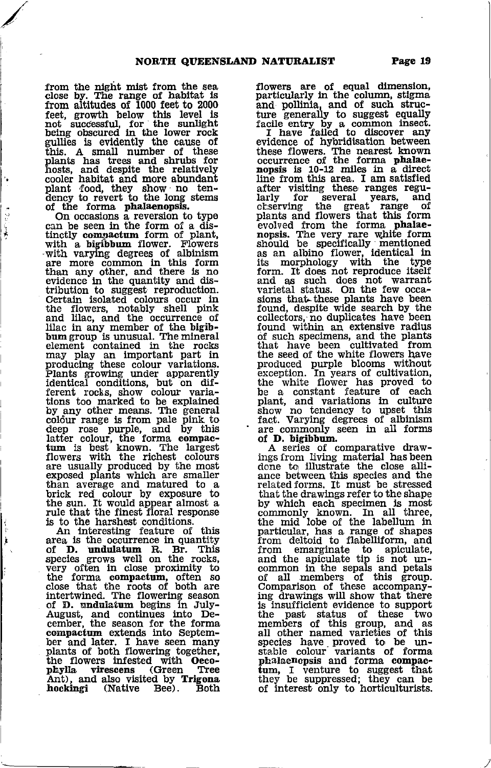from the night mist from the sea close by. The range of habitat is from altitudes of 1000 feet to 2000 feet, growth below this level is not successful, for the sunlight being obscured in the lower rock gullies is evidently the cause of this. A small number of these plants has trees and shrubs for hosts, and despite the relatively cooler habitat and more abundant plant food, they show no tendency to revert to the long stems of the forma **phalaenopsis.**

On occasions a reversion to type can be seen in the form of a distinctly **compactum** form of plant, with a **bigibbum** flower. Flowers with varying degrees of albinism are more common in this form than any other, and there is no evidence in the quantity and distribution to suggest reproduction. Certain isolated colours occur in the flowers, notably shell pink and lilac, and the occurrence of lilac in any member of the **bigibbum** group is unusual. The mineral element contained in the rocks may play an important part in producing these colour variations. Plants growing under apparently identical conditions, but on different rocks, show colour variations too marked to be explained by any other means. The general colour range is from pale pink to deep rose purple, and by this latter colour, the forma **compactum** is best known. The largest flowers with the richest colours are usually produced by the most exposed plants which are smaller than average and matured to a brick red colour by exposure to the sun. It would appear almost a rule that the finest floral response is to the harshest conditions.

An interesting feature of this area is the occurrence in quantity of **D. undulatum R. Br.** This species grows well on the rocks, very often in close proximity to the forma **compactum,** often so close that the roots of both are intertwined. The flowering season of **D. undulatum** begins in July-August, and continues into December, the season for the forma **compactum** extends into September and later. I have seen many plants of both flowering together, the flowers infested with **Oecophylla virescens** (Green Tree Ant), and also visited by **Trigona hockingi** (Native Bee). Both flowers are of equal dimension, particularly in the column, stigma and pollinia, and of such structure generally to suggest equally facile entry by a common insect.

I have failed to discover any evidence of hybridisation between these flowers. The nearest known occurrence of the forma **phalaenopsis** is 10-12 miles in a direct line from this area. I am satisfied after visiting these ranges regularly for several years, and observing the great range of plants and flowers that this form evolved from the forma **phalaenopsis.** The very rare white form should be specifically mentioned as an albino flower, identical in its morphology with the type form. It does not reproduce itself and as such does not warrant varietal status. On the few occasions that these plants have been found, despite wide search by the collectors, no duplicates have been found within an extensive radius of such specimens, and the plants that have been cultivated from the seed of the white flowers have produced purple blooms without exception. In years of cultivation, the white flower has proved to be a constant feature of each plant, and variations in culture show no tendency to upset this fact. Varying degrees of albinism are commonly seen in all forms of **D. bigibbum.**

A series of comparative drawings from living material has been done to illustrate the close alliance between this species and the related forms. It must be stressed that the drawings refer to the shape by which each specimen is most commonly known. In all three, the mid lobe of the labellum in particular, has a range of shapes from deltoid to flabelliform, and from emarginate to apiculate, and the apiculate tip is not uncommon in the sepals and petals of all members of this group. Comparison of these accompanying drawings will show that there is insufficient evidence to support the past status of these two members of this group, and as all other named varieties of this species have proved to be unstable colour variants of forma **phalaenopsis** and forma **compactum,** I venture to suggest that they be suppressed; they can be of interest only to horticulturists.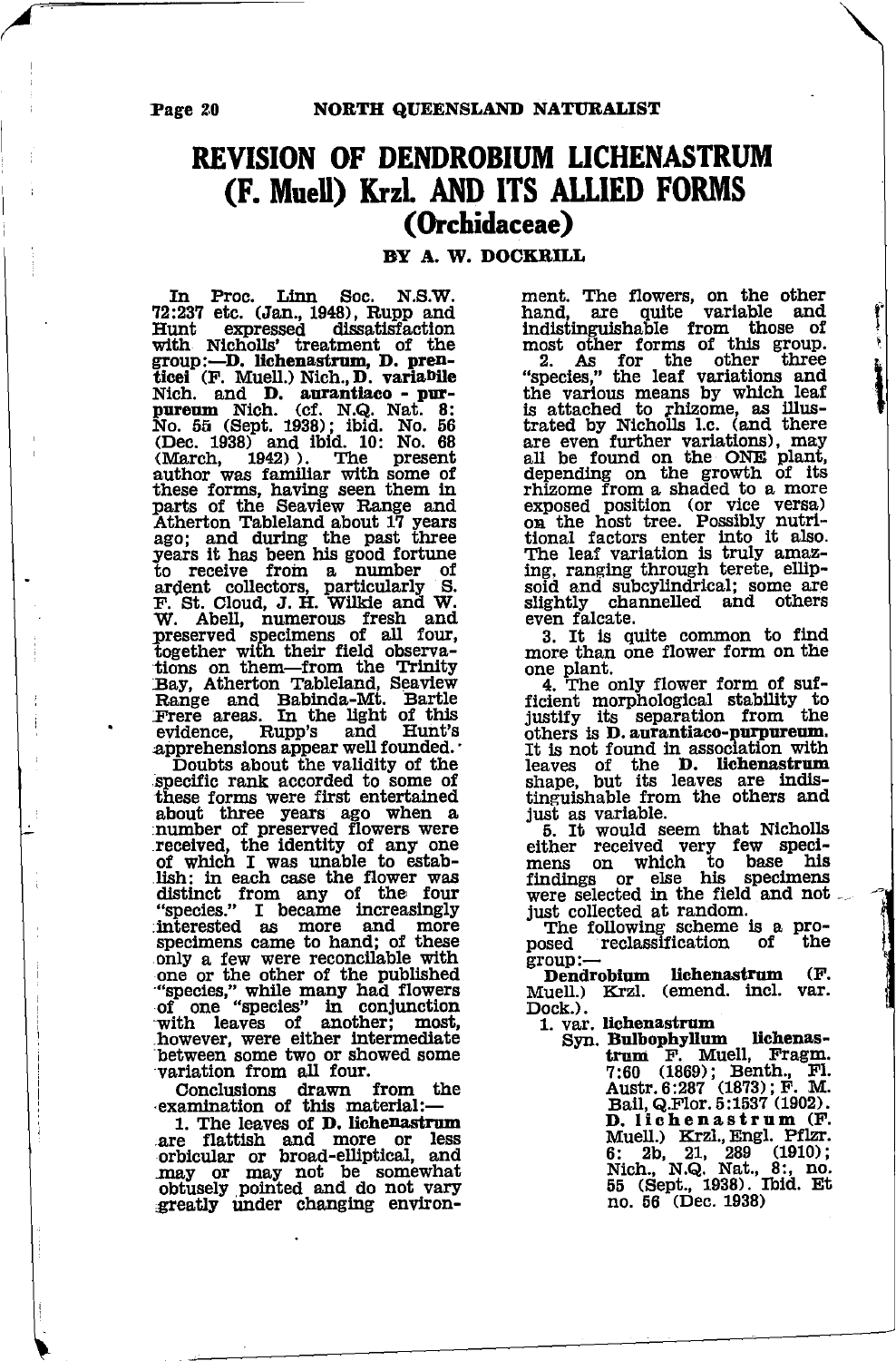# REVISION OF DENDROBIUM LICHENASTRUM (F. Muell) Krzl. AND ITS ALLIED FORMS (Orchidaceae)

### BY A. W. DOCKRILL

In Proc. Linn Soc. N.S.W. 72:237 etc. (Jan., 1948), Rupp and Hunt expressed dissatisfaction with Nicholls' treatment of the group:—**D. lichenastrum, D. prenticei** (F. Muell.) Nich., **D. variabile** Nich. and **D. aurantiaco - purpureum** Nich. (cf. N.Q. Nat. 8: No. 55 (Sept. 1938); ibid. No. 56 (Dec. 1938) and ibid. 10: No. 68 (March, 1942)). The present author was familiar with some of these forms, having seen them in parts of the Seaview Range and Atherton Tableland about 17 years ago; and during the past three years it has been his good fortune to receive from a number of ardent collectors, particularly S. F. St. Cloud, J. H. Wilkie and W. W. Abell, numerous fresh and preserved specimens of all four, together with their field observations on them—from the Trinity Bay, Atherton Tableland, Seaview Range and Babinda-Mt. Bartle Frere areas. In the light of this evidence, Rupp's and Hunt's apprehensions appear well founded.

Doubts about the validity of the specific rank accorded to some of these forms were first entertained about three years ago when a number of preserved flowers were received, the identity of any one of which I was unable to establish: in each case the flower was distinct from any of the four "species." I became increasingly interested as more and more specimens came to hand; of these only a few were reconcilable with one or the other of the published "species," while many had flowers of one "species" in conjunction with leaves of another; most, however, were either intermediate between some two or showed some variation from all four.

Conclusions drawn from the examination of this material:—

1. The leaves of **D. lichenastrum** are flattish and more or less orbicular or broad-elliptical, and may or may not be somewhat obtusely pointed and do not vary greatly under changing environment. The flowers, on the other hand, are quite variable and indistinguishable from those of most other forms of this group.
2. As for the other three "species," the leaf variations and the various means by which leaf is attached to rhizome, as illustrated by Nicholls l.c. (and there are even further variations), may all be found on the ONE plant, depending on the growth of its rhizome from a shaded to a more exposed position (or vice versa) on the host tree. Possibly nutritional factors enter into it also. The leaf variation is truly amazing, ranging through terete, ellipsoid and subcylindrical; some are slightly channelled and others even falcate.
3. It is quite common to find more than one flower form on the one plant.
4. The only flower form of sufficient morphological stability to justify its separation from the others is **D. aurantiaco-purpureum.** It is not found in association with leaves of the **D. lichenastrum** shape, but its leaves are indistinguishable from the others and just as variable.
5. It would seem that Nicholls either received very few specimens on which to base his findings or else his specimens were selected in the field and not just collected at random.

The following scheme is a proposed reclassification of the group:—

**Dendrobium lichenastrum** (F. Muell.) Krzl. (emend. incl. var. Dock.).

1. var. **lichenastrum**
   Syn. **Bulbophyllum lichenastrum** F. Muell, Fragm. 7:60 (1869); Benth., Fl. Austr. 6:287 (1873); F. M. Bail, Q.Flor. 5:1537 (1902). **D. lichenastrum** (F. Muell.) Krzl., Engl. Pflzr. 6: 2b, 21, 289 (1910); Nich., N.Q. Nat., 8:, no. 55 (Sept., 1938). Ibid. Et no. 56 (Dec. 1938)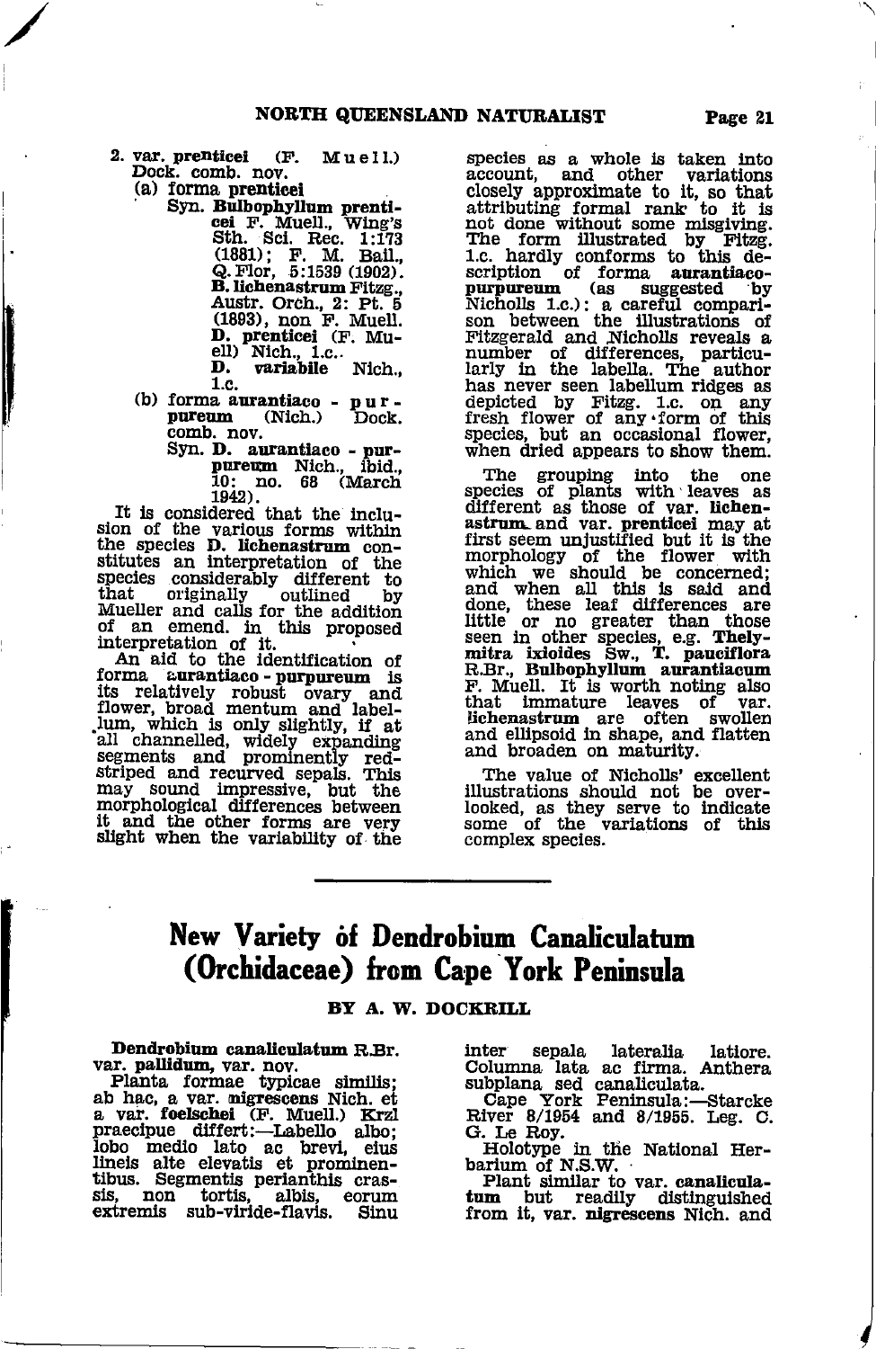2. var. **prenticei** (F. Muell.) Dock. comb. nov.
   (a) forma **prenticei**
      Syn. **Bulbophyllum prenticei** F. Muell., Wing's Sth. Sci. Rec. 1:173 (1881); F. M. Bail., Q. Flor, 5:1539 (1902). **B. lichenastrum** Fitzg., Austr. Orch., 2: Pt. 5 (1893), non F. Muell. **D. prenticei** (F. Muell) Nich., l.c.. **D. variabile** Nich., l.c.
   (b) forma **aurantiaco - purpureum** (Nich.) Dock. comb. nov.
      Syn. **D. aurantiaco - purpureum** Nich., ibid., 10: no. 68 (March 1942).

It is considered that the inclusion of the various forms within the species **D. lichenastrum** constitutes an interpretation of the species considerably different to that originally outlined by Mueller and calls for the addition of an emend. in this proposed interpretation of it.

An aid to the identification of forma **aurantiaco - purpureum** is its relatively robust ovary and flower, broad mentum and labellum, which is only slightly, if at all channelled, widely expanding segments and prominently red-striped and recurved sepals. This may sound impressive, but the morphological differences between it and the other forms are very slight when the variability of the species as a whole is taken into account, and other variations closely approximate to it, so that attributing formal rank to it is not done without some misgiving. The form illustrated by Fitzg. l.c. hardly conforms to this description of forma **aurantiaco-purpureum** (as suggested by Nicholls l.c.): a careful comparison between the illustrations of Fitzgerald and Nicholls reveals a number of differences, particularly in the labella. The author has never seen labellum ridges as depicted by Fitzg. l.c. on any fresh flower of any form of this species, but an occasional flower, when dried appears to show them.

The grouping into the one species of plants with leaves as different as those of var. **lichenastrum** and var. **prenticei** may at first seem unjustified but it is the morphology of the flower with which we should be concerned; and when all this is said and done, these leaf differences are little or no greater than those seen in other species, e.g. **Thelymitra ixioides** Sw., **T. pauciflora** R.Br., **Bulbophyllum aurantiacum** F. Muell. It is worth noting also that immature leaves of var. **lichenastrum** are often swollen and ellipsoid in shape, and flatten and broaden on maturity.

The value of Nicholls' excellent illustrations should not be overlooked, as they serve to indicate some of the variations of this complex species.

---

# New Variety of Dendrobium Canaliculatum (Orchidaceae) from Cape York Peninsula

## BY A. W. DOCKRILL

**Dendrobium canaliculatum** R.Br. var. **pallidum**, var. nov.

Planta formae typicae similis; ab hac, a var. **nigrescens** Nich. et a var. **foelschei** (F. Muell.) Krzl praecipue differt:—Labello albo; lobo medio lato ac brevi, eius lineis alte elevatis et prominentibus. Segmentis perianthis crassis, non tortis, albis, eorum extremis sub-viride-flavis. Sinu inter sepala lateralia latiore. Columna lata ac firma. Anthera subplana sed canaliculata.

Cape York Peninsula:—Starcke River 8/1954 and 8/1955. Leg. C. G. Le Roy.

Holotype in the National Herbarium of N.S.W.

Plant similar to var. **canaliculatum** but readily distinguished from it, var. **nigrescens** Nich. and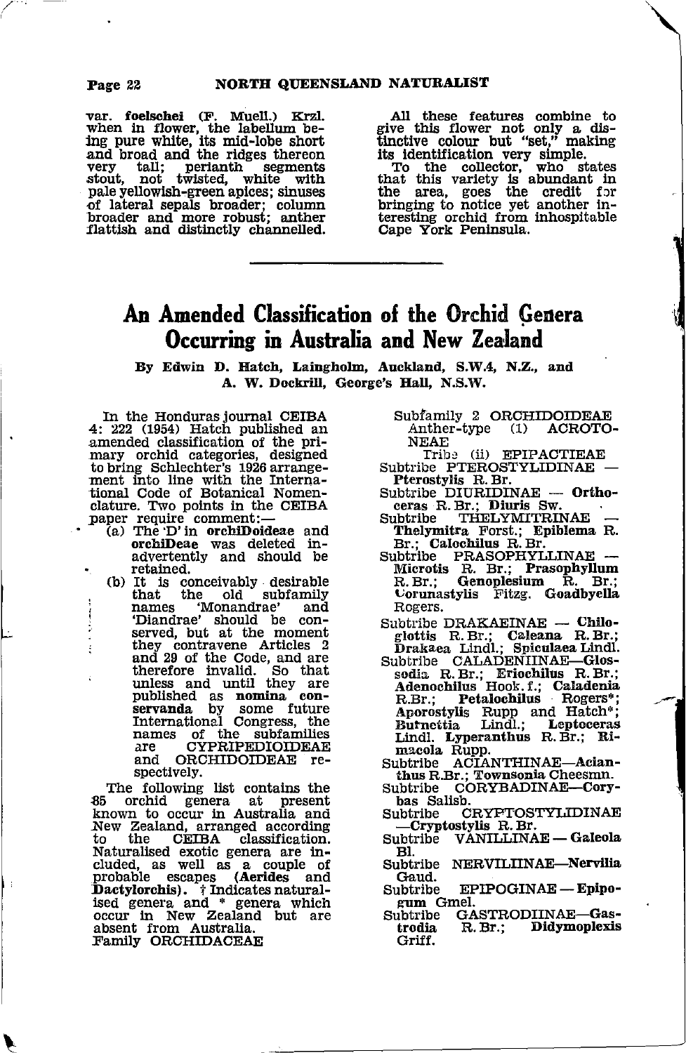var. **foelschei** (F. Muell.) Krzl. when in flower, the labellum being pure white, its mid-lobe short and broad and the ridges thereon very tall; perianth segments stout, not twisted, white with pale yellowish-green apices; sinuses of lateral sepals broader; column broader and more robust; anther flattish and distinctly channelled.

All these features combine to give this flower not only a distinctive colour but "set," making its identification very simple.

To the collector, who states that this variety is abundant in the area, goes the credit for bringing to notice yet another interesting orchid from inhospitable Cape York Peninsula.

---

# An Amended Classification of the Orchid Genera Occurring in Australia and New Zealand

**By Edwin D. Hatch, Laingholm, Auckland, S.W.4, N.Z., and A. W. Dockrill, George's Hall, N.S.W.**

In the Honduras journal CEIBA 4: 222 (1954) Hatch published an amended classification of the primary orchid categories, designed to bring Schlechter's 1926 arrangement into line with the International Code of Botanical Nomenclature. Two points in the CEIBA paper require comment:—

(a) The 'D' in **orchiDoideae** and **orchiDeae** was deleted inadvertently and should be retained.

(b) It is conceivably desirable that the old subfamily names 'Monandrae' and 'Diandrae' should be conserved, but at the moment they contravene Articles 2 and 29 of the Code, and are therefore invalid. So that unless and until they are published as **nomina conservanda** by some future International Congress, the names of the subfamilies are CYPRIPEDIOIDEAE and ORCHIDOIDEAE respectively.

The following list contains the 85 orchid genera at present known to occur in Australia and New Zealand, arranged according to the CEIBA classification. Naturalised exotic genera are included, as well as a couple of probable escapes (**Aerides** and **Dactylorchis**). † Indicates naturalised genera and * genera which occur in New Zealand but are absent from Australia.

Family ORCHIDACEAE

Subfamily 2 ORCHIDOIDEAE
Anther-type (1) ACROTONEAE
Tribe (ii) EPIPACTIEAE

Subtribe PTEROSTYLIDINAE — **Pterostylis** R. Br.

Subtribe DIURIDINAE — **Orthoceras** R. Br.; **Diuris** Sw.

Subtribe THELYMITRINAE — **Thelymitra** Forst.; **Epiblema** R. Br.; **Calochilus** R. Br.

Subtribe PRASOPHYLLINAE — **Microtis** R. Br.; **Prasophyllum** R. Br.; **Genoplesium** R. Br.; **Corunastylis** Fitzg. **Goadbyella** Rogers.

Subtribe DRAKAEINAE — **Chiloglottis** R. Br.; **Caleana** R. Br.; **Drakaea** Lindl.; **Spiculaea** Lindl.

Subtribe CALADENIINAE—**Glossodia** R. Br.; **Eriochilus** R. Br.; **Adenochilus** Hook. f.; **Caladenia** R.Br.; **Petalochilus** Rogers*; **Aporostylis** Rupp and Hatch*; **Burnettia** Lindl.; **Leptoceras** Lindl. **Lyperanthus** R. Br.; **Rimacola** Rupp.

Subtribe ACIANTHINAE—**Acianthus** R.Br.; **Townsonia** Cheesmn.

Subtribe CORYBADINAE—**Corybas** Salisb.

Subtribe CRYPTOSTYLIDINAE —**Cryptostylis** R. Br.

Subtribe VANILLINAE — **Galeola** Bl.

Subtribe NERVILIINAE—**Nervilia** Gaud.

Subtribe EPIPOGINAE — **Epipogum** Gmel.

Subtribe GASTRODIINAE—**Gastrodia** R. Br.; **Didymoplexis** Griff.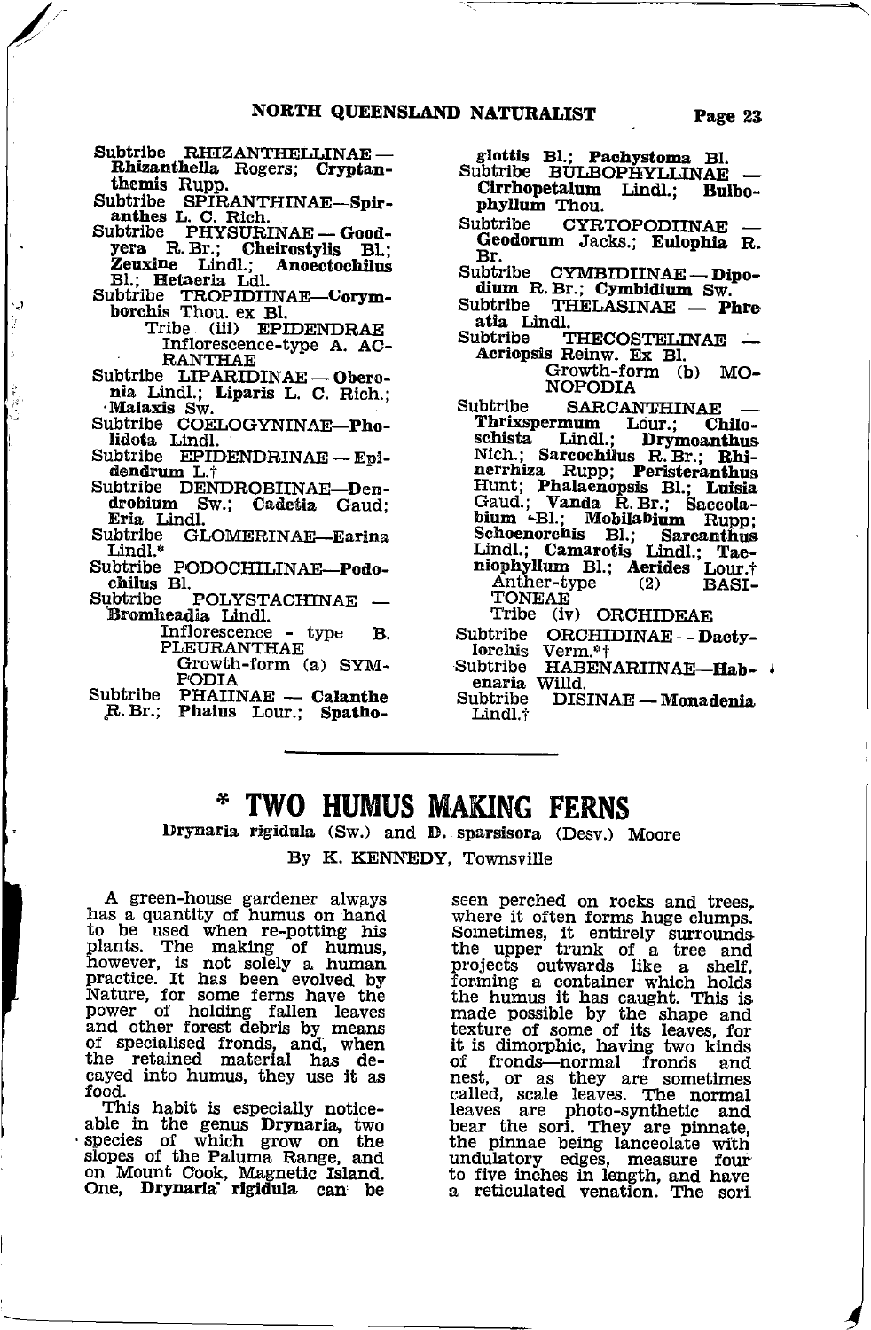Subtribe RHIZANTHELLINAE — **Rhizanthella** Rogers; **Cryptanthemis** Rupp.

Subtribe SPIRANTHINAE—**Spiranthes** L. C. Rich.

Subtribe PHYSURINAE — **Goodyera** R. Br.; **Cheirostylis** Bl.; **Zeuxine** Lindl.; **Anoectochilus** Bl.; **Hetaeria** Ldl.

Subtribe TROPIDIINAE—**Corymborchis** Thou. ex Bl.

Tribe (iii) EPIDENDRAE

Inflorescence-type A. ACRANTHAE

Subtribe LIPARIDINAE — **Oberonia** Lindl.; **Liparis** L. C. Rich.; **Malaxis** Sw.

Subtribe COELOGYNINAE—**Pholidota** Lindl.

Subtribe EPIDENDRINAE — **Epidendrum** L.†

Subtribe DENDROBIINAE—**Dendrobium** Sw.; **Cadetia** Gaud; **Eria** Lindl.

Subtribe GLOMERINAE—**Earina** Lindl.*

Subtribe PODOCHILINAE—**Podochilus** Bl.

Subtribe POLYSTACHINAE — **Bromheadia** Lindl.

Inflorescence - type B. PLEURANTHAE

Growth-form (a) SYMPODIA

Subtribe PHAIINAE — **Calanthe** R. Br.; **Phaius** Lour.; **Spathoglottis** Bl.; **Pachystoma** Bl.

Subtribe BULBOPHYLLINAE — **Cirrhopetalum** Lindl.; **Bulbophyllum** Thou.

Subtribe CYRTOPODIINAE — **Geodorum** Jacks.; **Eulophia** R. Br.

Subtribe CYMBIDIINAE — **Dipodium** R. Br.; **Cymbidium** Sw.

Subtribe THELASINAE — **Phreatia** Lindl.

Subtribe THECOSTELINAE — **Acriopsis** Reinw. Ex Bl.

Growth-form (b) MONOPODIA

Subtribe SARCANTHINAE — **Thrixspermum** Lour.; **Chiloschista** Lindl.; **Drymoanthus** Nich.; **Sarcochilus** R. Br.; **Rhinerrhiza** Rupp; **Peristeranthus** Hunt; **Phalaenopsis** Bl.; **Luisia** Gaud.; **Vanda** R. Br.; **Saccolabium** Bl.; **Mobilabium** Rupp; **Schoenorchis** Bl.; **Sarcanthus** Lindl.; **Camarotis** Lindl.; **Taeniophyllum** Bl.; **Aerides** Lour.†

Anther-type (2) BASITONEAE

Tribe (iv) ORCHIDEAE

Subtribe ORCHIDINAE — **Dactylorchis** Verm.*†

Subtribe HABENARIINAE—**Habenaria** Willd.

Subtribe DISINAE — **Monadenia** Lindl.†

---

# * TWO HUMUS MAKING FERNS

**Drynaria rigidula** (Sw.) and **D. sparsisora** (Desv.) Moore

By K. KENNEDY, Townsville

A green-house gardener always has a quantity of humus on hand to be used when re-potting his plants. The making of humus, however, is not solely a human practice. It has been evolved by Nature, for some ferns have the power of holding fallen leaves and other forest debris by means of specialised fronds, and, when the retained material has decayed into humus, they use it as food.

This habit is especially noticeable in the genus **Drynaria**, two species of which grow on the slopes of the Paluma Range, and on Mount Cook, Magnetic Island. One, **Drynaria rigidula** can be seen perched on rocks and trees, where it often forms huge clumps. Sometimes, it entirely surrounds the upper trunk of a tree and projects outwards like a shelf, forming a container which holds the humus it has caught. This is made possible by the shape and texture of some of its leaves, for it is dimorphic, having two kinds of fronds—normal fronds and nest, or as they are sometimes called, scale leaves. The normal leaves are photo-synthetic and bear the sori. They are pinnate, the pinnae being lanceolate with undulatory edges, measure four to five inches in length, and have a reticulated venation. The sori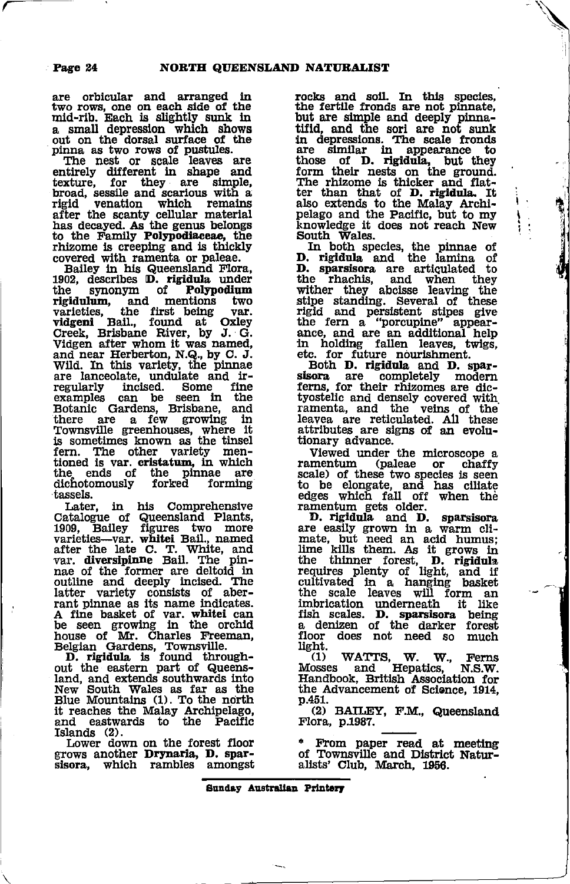are orbicular and arranged in two rows, one on each side of the mid-rib. Each is slightly sunk in a small depression which shows out on the dorsal surface of the pinna as two rows of pustules.

The nest or scale leaves are entirely different in shape and texture, for they are simple, broad, sessile and scarious with a rigid venation which remains after the scanty cellular material has decayed. As the genus belongs to the Family **Polypodiaceae**, the rhizome is creeping and is thickly covered with ramenta or paleae.

Bailey in his Queensland Flora, 1902, describes **D. rigidula** under the synonym of **Polypodium rigidulum**, and mentions two varieties, the first being var. **vidgeni** Bail., found at Oxley Creek, Brisbane River, by J. G. Vidgen after whom it was named, and near Herberton, N.Q., by C. J. Wild. In this variety, the pinnae are lanceolate, undulate and irregularly incised. Some fine examples can be seen in the Botanic Gardens, Brisbane, and there are a few growing in Townsville greenhouses, where it is sometimes known as the tinsel fern. The other variety mentioned is var. **cristatum**, in which the ends of the pinnae are dichotomously forked forming tassels.

Later, in his Comprehensive Catalogue of Queensland Plants, 1909, Bailey figures two more varieties—var. **whitei** Bail., named after the late C. T. White, and var. **diversipinne** Bail. The pinnae of the former are deltoid in outline and deeply incised. The latter variety consists of aberrant pinnae as its name indicates. A fine basket of var. **whitei** can be seen growing in the orchid house of Mr. Charles Freeman, Belgian Gardens, Townsville.

**D. rigidula** is found throughout the eastern part of Queensland, and extends southwards into New South Wales as far as the Blue Mountains (1). To the north it reaches the Malay Archipelago, and eastwards to the Pacific Islands (2).

Lower down on the forest floor grows another **Drynaria, D. sparsisora**, which rambles amongst rocks and soil. In this species, the fertile fronds are not pinnate, but are simple and deeply pinnatifid, and the sori are not sunk in depressions. The scale fronds are similar in appearance to those of **D. rigidula**, but they form their nests on the ground. The rhizome is thicker and flatter than that of **D. rigidula.** It also extends to the Malay Archipelago and the Pacific, but to my knowledge it does not reach New South Wales.

In both species, the pinnae of **D. rigidula** and the lamina of **D. sparsisora** are articulated to the rhachis, and when they wither they abcisse leaving the stipe standing. Several of these rigid and persistent stipes give the fern a "porcupine" appearance, and are an additional help in holding fallen leaves, twigs, etc. for future nourishment.

Both **D. rigidula** and **D. sparsisora** are completely modern ferns, for their rhizomes are dictyostelic and densely covered with ramenta, and the veins of the leavea are reticulated. All these attributes are signs of an evolutionary advance.

Viewed under the microscope a ramentum (paleae or chaffy scale) of these two species is seen to be elongate, and has ciliate edges which fall off when the ramentum gets older.

**D. rigidula** and **D. sparsisora** are easily grown in a warm climate, but need an acid humus; lime kills them. As it grows in the thinner forest, **D. rigidula** requires plenty of light, and if cultivated in a hanging basket the scale leaves will form an imbrication underneath it like fish scales. **D. sparsisora** being a denizen of the darker forest floor does not need so much light.

(1) WATTS, W. W., Ferns Mosses and Hepatics, N.S.W. Handbook, British Association for the Advancement of Science, 1914, p.451.

(2) BAILEY, F.M., Queensland Flora, p.1987.

---

\* From paper read at meeting of Townsville and District Naturalists' Club, March, 1956.

**Sunday Australian Printery**